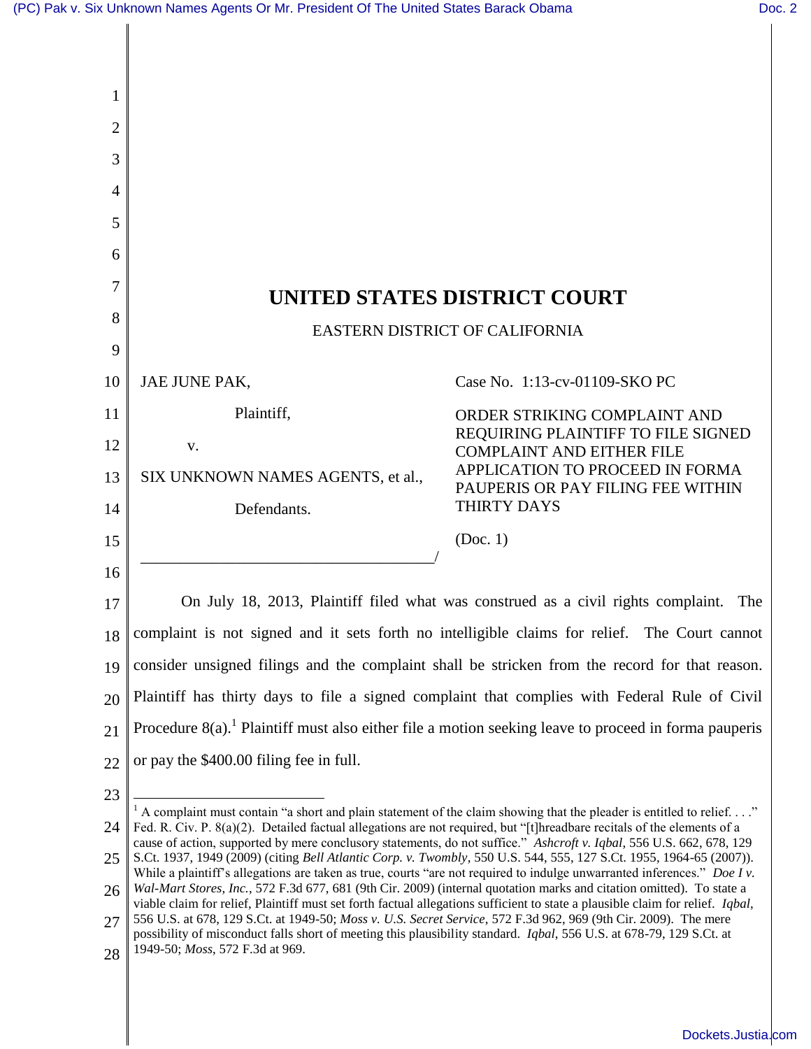# UNITED STATES DISTRICT COURT

EASTERN DISTRICT OF CALIFORNIA

JAE JUNE PAK,

Plaintiff,

v.

SIX UNKNOWN NAMES AGENTS, et al.,

Defendants.

Case No. 1:13-cv-01109-SKO PC

ORDER STRIKING COMPLAINT AND REQUIRING PLAINTIFF TO FILE SIGNED COMPLAINT AND EITHER FILE APPLICATION TO PROCEED IN FORMA PAUPERIS OR PAY FILING FEE WITHIN THIRTY DAYS

(Doc. 1)

On July 18, 2013, Plaintiff filed what was construed as a civil rights complaint. The complaint is not signed and it sets forth no intelligible claims for relief. The Court cannot consider unsigned filings and the complaint shall be stricken from the record for that reason. Plaintiff has thirty days to file a signed complaint that complies with Federal Rule of Civil Procedure 8(a).[1] Plaintiff must also either file a motion seeking leave to proceed in forma pauperis or pay the $400.00 filing fee in full.

[1] A complaint must contain "a short and plain statement of the claim showing that the pleader is entitled to relief. . . ." Fed. R. Civ. P. 8(a)(2). Detailed factual allegations are not required, but "[t]hreadbare recitals of the elements of a cause of action, supported by mere conclusory statements, do not suffice." *Ashcroft v. Iqbal*, 556 U.S. 662, 678, 129 S.Ct. 1937, 1949 (2009) (citing *Bell Atlantic Corp. v. Twombly*, 550 U.S. 544, 555, 127 S.Ct. 1955, 1964-65 (2007)). While a plaintiff's allegations are taken as true, courts "are not required to indulge unwarranted inferences." *Doe I v. Wal-Mart Stores, Inc.*, 572 F.3d 677, 681 (9th Cir. 2009) (internal quotation marks and citation omitted). To state a viable claim for relief, Plaintiff must set forth factual allegations sufficient to state a plausible claim for relief. *Iqbal*, 556 U.S. at 678, 129 S.Ct. at 1949-50; *Moss v. U.S. Secret Service*, 572 F.3d 962, 969 (9th Cir. 2009). The mere possibility of misconduct falls short of meeting this plausibility standard. *Iqbal*, 556 U.S. at 678-79, 129 S.Ct. at 1949-50; *Moss*, 572 F.3d at 969.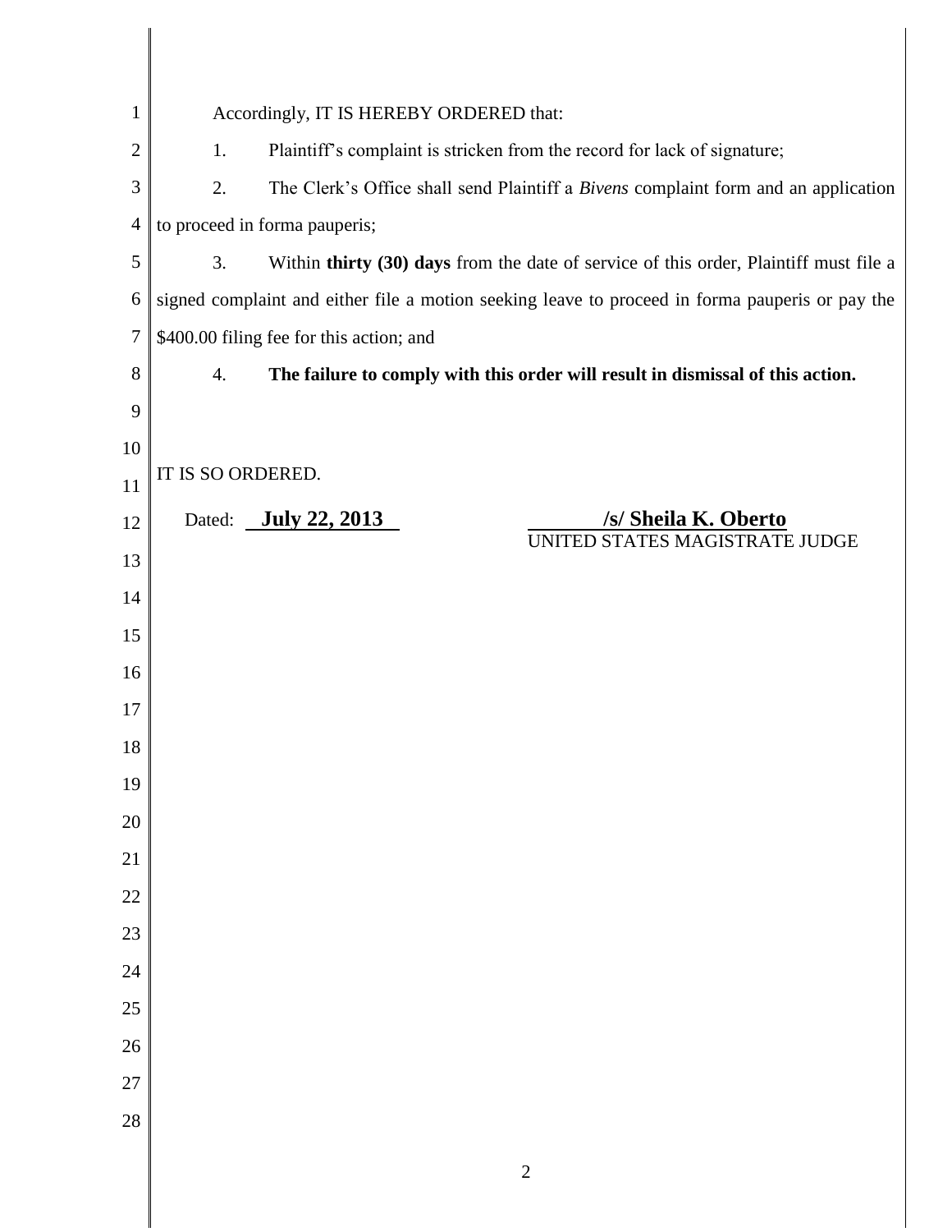Accordingly, IT IS HEREBY ORDERED that:

1. Plaintiff's complaint is stricken from the record for lack of signature;

2. The Clerk's Office shall send Plaintiff a *Bivens* complaint form and an application to proceed in forma pauperis;

3. Within **thirty (30) days** from the date of service of this order, Plaintiff must file a signed complaint and either file a motion seeking leave to proceed in forma pauperis or pay the $400.00 filing fee for this action; and

4. **The failure to comply with this order will result in dismissal of this action.**

IT IS SO ORDERED.

Dated: **July 22, 2013**

**/s/ Sheila K. Oberto**
UNITED STATES MAGISTRATE JUDGE